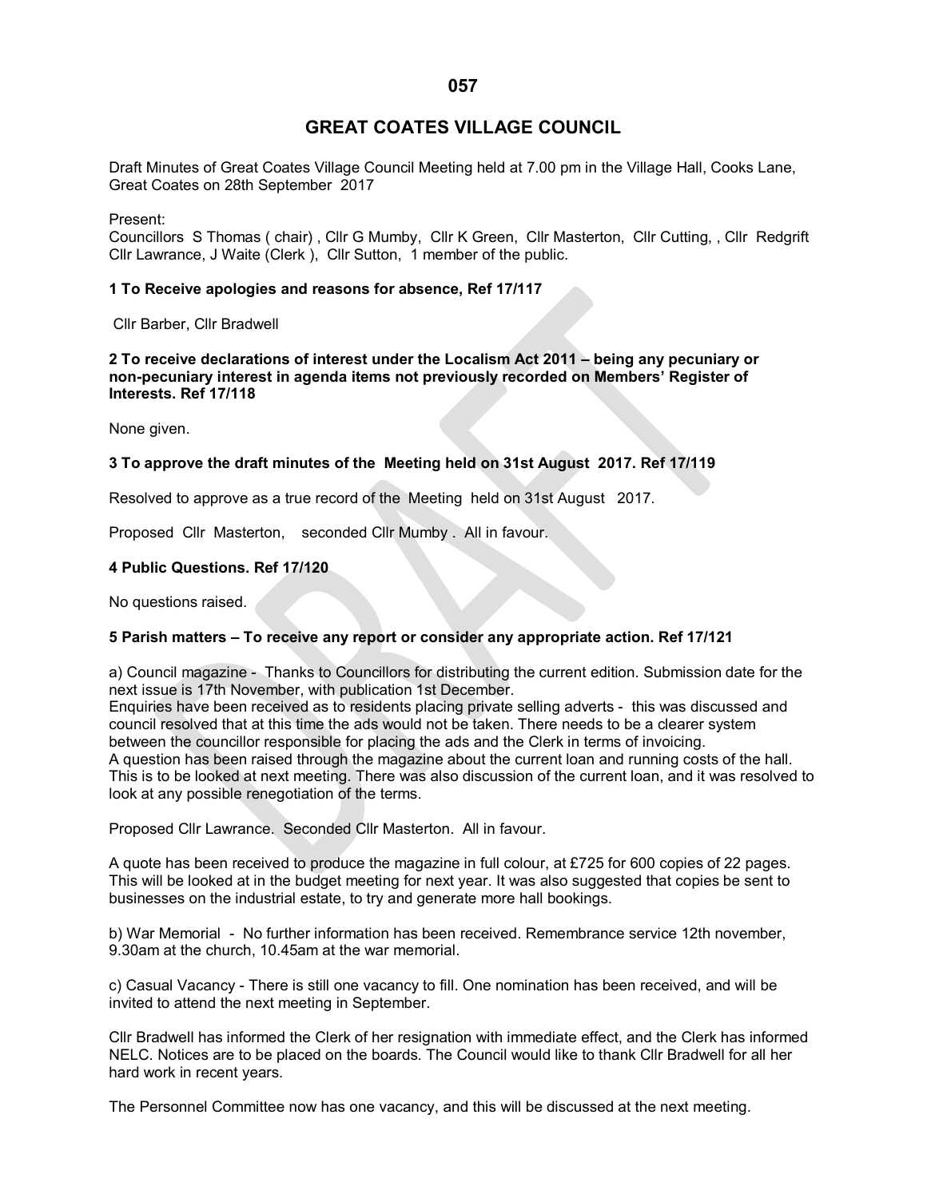# GREAT COATES VILLAGE COUNCIL

Draft Minutes of Great Coates Village Council Meeting held at 7.00 pm in the Village Hall, Cooks Lane, Great Coates on 28th September 2017

Present:
Councillors S Thomas ( chair) , Cllr G Mumby, Cllr K Green, Cllr Masterton, Cllr Cutting, , Cllr Redgrift Cllr Lawrance, J Waite (Clerk ), Cllr Sutton, 1 member of the public.

**1 To Receive apologies and reasons for absence, Ref 17/117**

Cllr Barber, Cllr Bradwell

**2 To receive declarations of interest under the Localism Act 2011 – being any pecuniary or non-pecuniary interest in agenda items not previously recorded on Members' Register of Interests. Ref 17/118**

None given.

**3 To approve the draft minutes of the Meeting held on 31st August 2017. Ref 17/119**

Resolved to approve as a true record of the Meeting held on 31st August 2017.

Proposed Cllr Masterton, seconded Cllr Mumby . All in favour.

**4 Public Questions. Ref 17/120**

No questions raised.

**5 Parish matters – To receive any report or consider any appropriate action. Ref 17/121**

a) Council magazine - Thanks to Councillors for distributing the current edition. Submission date for the next issue is 17th November, with publication 1st December.
Enquiries have been received as to residents placing private selling adverts - this was discussed and council resolved that at this time the ads would not be taken. There needs to be a clearer system between the councillor responsible for placing the ads and the Clerk in terms of invoicing.
A question has been raised through the magazine about the current loan and running costs of the hall. This is to be looked at next meeting. There was also discussion of the current loan, and it was resolved to look at any possible renegotiation of the terms.

Proposed Cllr Lawrance. Seconded Cllr Masterton. All in favour.

A quote has been received to produce the magazine in full colour, at £725 for 600 copies of 22 pages. This will be looked at in the budget meeting for next year. It was also suggested that copies be sent to businesses on the industrial estate, to try and generate more hall bookings.

b) War Memorial - No further information has been received. Remembrance service 12th november, 9.30am at the church, 10.45am at the war memorial.

c) Casual Vacancy - There is still one vacancy to fill. One nomination has been received, and will be invited to attend the next meeting in September.

Cllr Bradwell has informed the Clerk of her resignation with immediate effect, and the Clerk has informed NELC. Notices are to be placed on the boards. The Council would like to thank Cllr Bradwell for all her hard work in recent years.

The Personnel Committee now has one vacancy, and this will be discussed at the next meeting.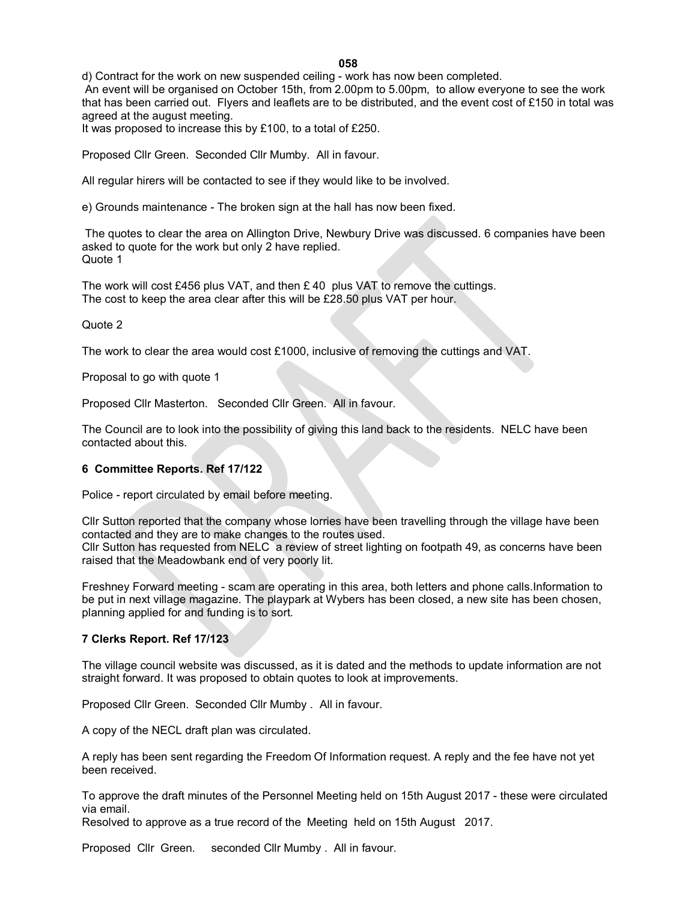d) Contract for the work on new suspended ceiling - work has now been completed.
An event will be organised on October 15th, from 2.00pm to 5.00pm, to allow everyone to see the work that has been carried out. Flyers and leaflets are to be distributed, and the event cost of £150 in total was agreed at the august meeting.
It was proposed to increase this by £100, to a total of £250.

Proposed Cllr Green. Seconded Cllr Mumby. All in favour.

All regular hirers will be contacted to see if they would like to be involved.

e) Grounds maintenance - The broken sign at the hall has now been fixed.

The quotes to clear the area on Allington Drive, Newbury Drive was discussed. 6 companies have been asked to quote for the work but only 2 have replied.
Quote 1

The work will cost £456 plus VAT, and then £ 40 plus VAT to remove the cuttings.
The cost to keep the area clear after this will be £28.50 plus VAT per hour.

Quote 2

The work to clear the area would cost £1000, inclusive of removing the cuttings and VAT.

Proposal to go with quote 1

Proposed Cllr Masterton. Seconded Cllr Green. All in favour.

The Council are to look into the possibility of giving this land back to the residents. NELC have been contacted about this.

**6 Committee Reports. Ref 17/122**

Police - report circulated by email before meeting.

Cllr Sutton reported that the company whose lorries have been travelling through the village have been contacted and they are to make changes to the routes used.
Cllr Sutton has requested from NELC a review of street lighting on footpath 49, as concerns have been raised that the Meadowbank end of very poorly lit.

Freshney Forward meeting - scam are operating in this area, both letters and phone calls.Information to be put in next village magazine. The playpark at Wybers has been closed, a new site has been chosen, planning applied for and funding is to sort.

**7 Clerks Report. Ref 17/123**

The village council website was discussed, as it is dated and the methods to update information are not straight forward. It was proposed to obtain quotes to look at improvements.

Proposed Cllr Green. Seconded Cllr Mumby . All in favour.

A copy of the NECL draft plan was circulated.

A reply has been sent regarding the Freedom Of Information request. A reply and the fee have not yet been received.

To approve the draft minutes of the Personnel Meeting held on 15th August 2017 - these were circulated via email.
Resolved to approve as a true record of the Meeting held on 15th August 2017.

Proposed Cllr Green. seconded Cllr Mumby . All in favour.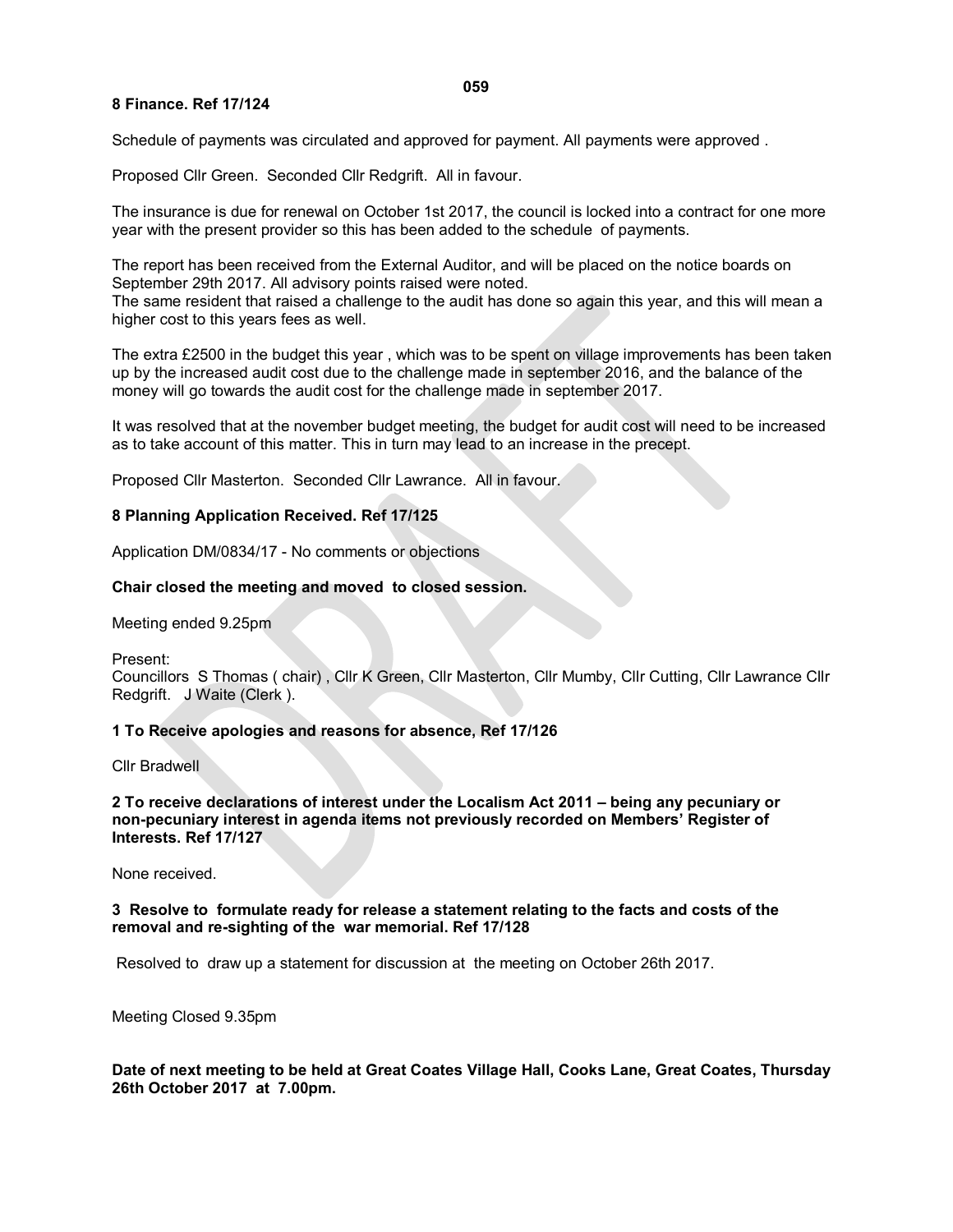**8 Finance. Ref 17/124**

Schedule of payments was circulated and approved for payment. All payments were approved .

Proposed Cllr Green. Seconded Cllr Redgrift. All in favour.

The insurance is due for renewal on October 1st 2017, the council is locked into a contract for one more year with the present provider so this has been added to the schedule of payments.

The report has been received from the External Auditor, and will be placed on the notice boards on September 29th 2017. All advisory points raised were noted.
The same resident that raised a challenge to the audit has done so again this year, and this will mean a higher cost to this years fees as well.

The extra £2500 in the budget this year , which was to be spent on village improvements has been taken up by the increased audit cost due to the challenge made in september 2016, and the balance of the money will go towards the audit cost for the challenge made in september 2017.

It was resolved that at the november budget meeting, the budget for audit cost will need to be increased as to take account of this matter. This in turn may lead to an increase in the precept.

Proposed Cllr Masterton. Seconded Cllr Lawrance. All in favour.

**8 Planning Application Received. Ref 17/125**

Application DM/0834/17 - No comments or objections

**Chair closed the meeting and moved to closed session.**

Meeting ended 9.25pm

Present:
Councillors S Thomas ( chair) , Cllr K Green, Cllr Masterton, Cllr Mumby, Cllr Cutting, Cllr Lawrance Cllr Redgrift. J Waite (Clerk ).

**1 To Receive apologies and reasons for absence, Ref 17/126**

Cllr Bradwell

**2 To receive declarations of interest under the Localism Act 2011 – being any pecuniary or non-pecuniary interest in agenda items not previously recorded on Members' Register of Interests. Ref 17/127**

None received.

**3 Resolve to formulate ready for release a statement relating to the facts and costs of the removal and re-sighting of the war memorial. Ref 17/128**

Resolved to draw up a statement for discussion at the meeting on October 26th 2017.

Meeting Closed 9.35pm

**Date of next meeting to be held at Great Coates Village Hall, Cooks Lane, Great Coates, Thursday 26th October 2017 at 7.00pm.**